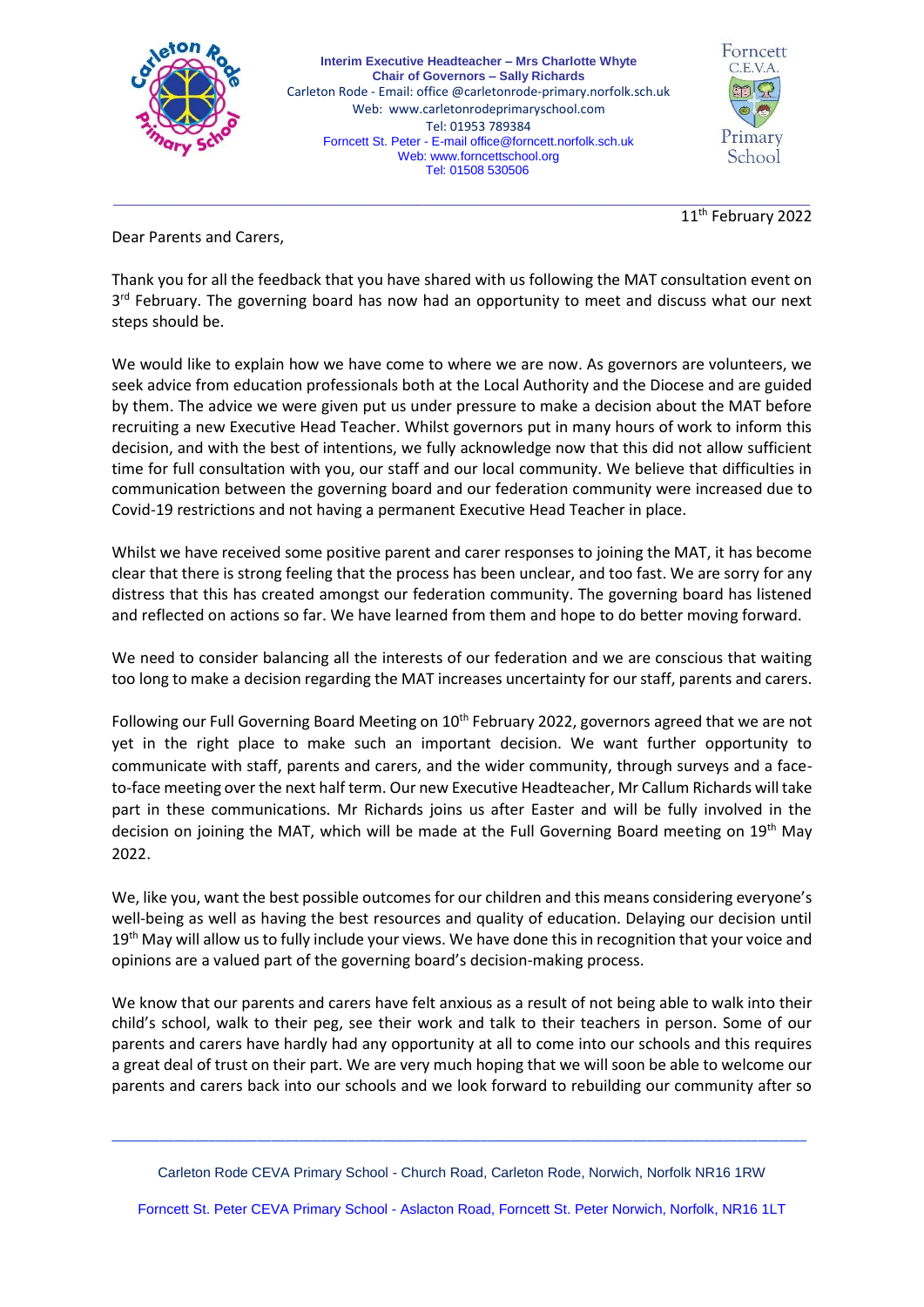**Interim Executive Headteacher – Mrs Charlotte Whyte**
**Chair of Governors – Sally Richards**
Carleton Rode - Email: office @carletonrode-primary.norfolk.sch.uk
Web: www.carletonrodeprimaryschool.com
Tel: 01953 789384
Forncett St. Peter - E-mail office@forncett.norfolk.sch.uk
Web: www.forncettschool.org
Tel: 01508 530506

11th February 2022

Dear Parents and Carers,

Thank you for all the feedback that you have shared with us following the MAT consultation event on 3rd February. The governing board has now had an opportunity to meet and discuss what our next steps should be.

We would like to explain how we have come to where we are now. As governors are volunteers, we seek advice from education professionals both at the Local Authority and the Diocese and are guided by them. The advice we were given put us under pressure to make a decision about the MAT before recruiting a new Executive Head Teacher. Whilst governors put in many hours of work to inform this decision, and with the best of intentions, we fully acknowledge now that this did not allow sufficient time for full consultation with you, our staff and our local community. We believe that difficulties in communication between the governing board and our federation community were increased due to Covid-19 restrictions and not having a permanent Executive Head Teacher in place.

Whilst we have received some positive parent and carer responses to joining the MAT, it has become clear that there is strong feeling that the process has been unclear, and too fast. We are sorry for any distress that this has created amongst our federation community. The governing board has listened and reflected on actions so far. We have learned from them and hope to do better moving forward.

We need to consider balancing all the interests of our federation and we are conscious that waiting too long to make a decision regarding the MAT increases uncertainty for our staff, parents and carers.

Following our Full Governing Board Meeting on 10th February 2022, governors agreed that we are not yet in the right place to make such an important decision. We want further opportunity to communicate with staff, parents and carers, and the wider community, through surveys and a face-to-face meeting over the next half term. Our new Executive Headteacher, Mr Callum Richards will take part in these communications. Mr Richards joins us after Easter and will be fully involved in the decision on joining the MAT, which will be made at the Full Governing Board meeting on 19th May 2022.

We, like you, want the best possible outcomes for our children and this means considering everyone's well-being as well as having the best resources and quality of education. Delaying our decision until 19th May will allow us to fully include your views. We have done this in recognition that your voice and opinions are a valued part of the governing board's decision-making process.

We know that our parents and carers have felt anxious as a result of not being able to walk into their child's school, walk to their peg, see their work and talk to their teachers in person. Some of our parents and carers have hardly had any opportunity at all to come into our schools and this requires a great deal of trust on their part. We are very much hoping that we will soon be able to welcome our parents and carers back into our schools and we look forward to rebuilding our community after so

Carleton Rode CEVA Primary School - Church Road, Carleton Rode, Norwich, Norfolk NR16 1RW

Forncett St. Peter CEVA Primary School - Aslacton Road, Forncett St. Peter Norwich, Norfolk, NR16 1LT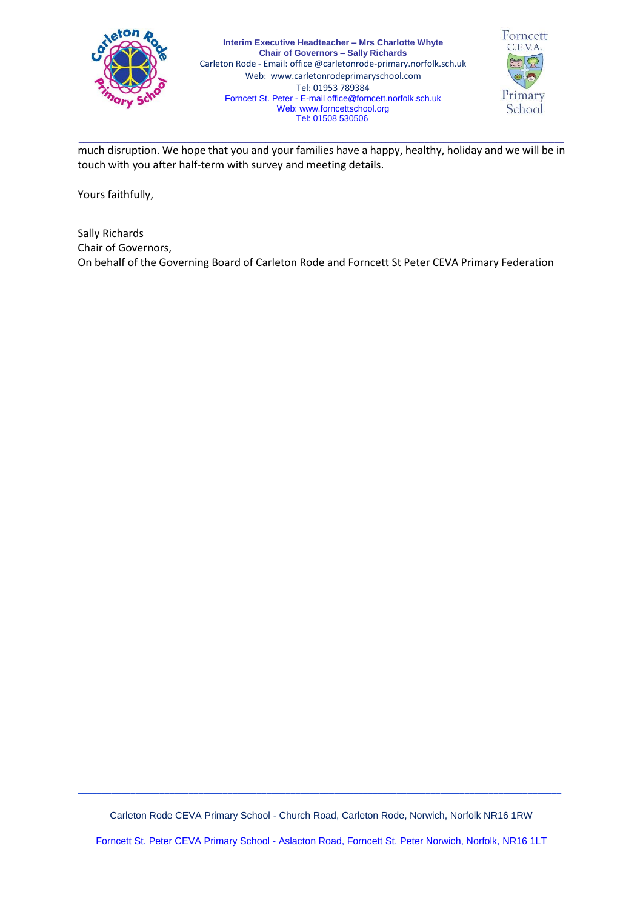much disruption. We hope that you and your families have a happy, healthy, holiday and we will be in touch with you after half-term with survey and meeting details.

Yours faithfully,

Sally Richards
Chair of Governors,
On behalf of the Governing Board of Carleton Rode and Forncett St Peter CEVA Primary Federation